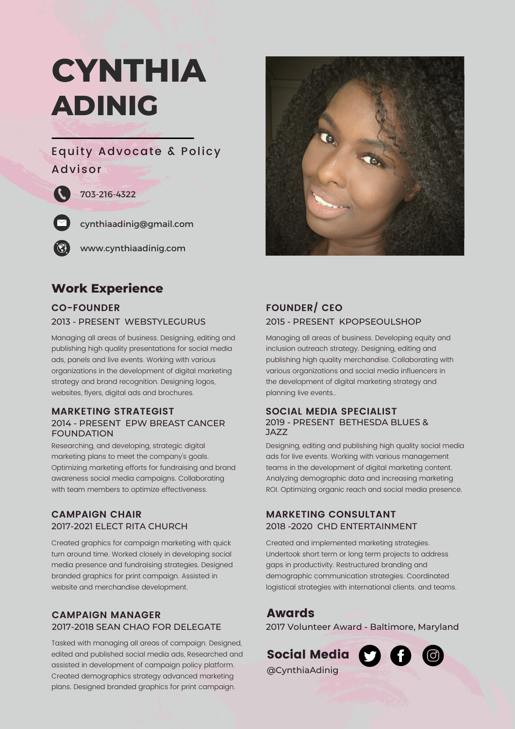# CYNTHIA ADINIG

Equity Advocate & Policy Advisor

703-216-4322

cynthiaadinig@gmail.com

www.cynthiaadinig.com

## Work Experience

### CO-FOUNDER
2013 - PRESENT WEBSTYLEGURUS

Managing all areas of business. Designing, editing and publishing high quality presentations for social media ads, panels and live events. Working with various organizations in the development of digital marketing strategy and brand recognition. Designing logos, websites, flyers, digital ads and brochures.

### MARKETING STRATEGIST
2014 - PRESENT EPW BREAST CANCER FOUNDATION

Researching, and developing, strategic digital marketing plans to meet the company's goals. Optimizing marketing efforts for fundraising and brand awareness social media campaigns. Collaborating with team members to optimize effectiveness.

### CAMPAIGN CHAIR
2017-2021 ELECT RITA CHURCH

Created graphics for campaign marketing with quick turn around time. Worked closely in developing social media presence and fundraising strategies. Designed branded graphics for print campaign. Assisted in website and merchandise development.

### CAMPAIGN MANAGER
2017-2018 SEAN CHAO FOR DELEGATE

Tasked with managing all areas of campaign. Designed, edited and published social media ads, Researched and assisted in development of campaign policy platform. Created demographics strategy advanced marketing plans. Designed branded graphics for print campaign.

### FOUNDER/ CEO
2015 - PRESENT KPOPSEOULSHOP

Managing all areas of business. Developing equity and inclusion outreach strategy. Designing, editing and publishing high quality merchandise. Collaborating with various organizations and social media influencers in the development of digital marketing strategy and planning live events..

### SOCIAL MEDIA SPECIALIST
2019 - PRESENT BETHESDA BLUES & JAZZ

Designing, editing and publishing high quality social media ads for live events. Working with various management teams in the development of digital marketing content. Analyzing demographic data and increasing marketing ROI. Optimizing organic reach and social media presence.

### MARKETING CONSULTANT
2018 -2020 CHD ENTERTAINMENT

Created and implemented marketing strategies. Undertook short term or long term projects to address gaps in productivity. Restructured branding and demographic communication strategies. Coordinated logistical strategies with international clients. and teams.

## Awards

2017 Volunteer Award - Baltimore, Maryland

## Social Media

@CynthiaAdinig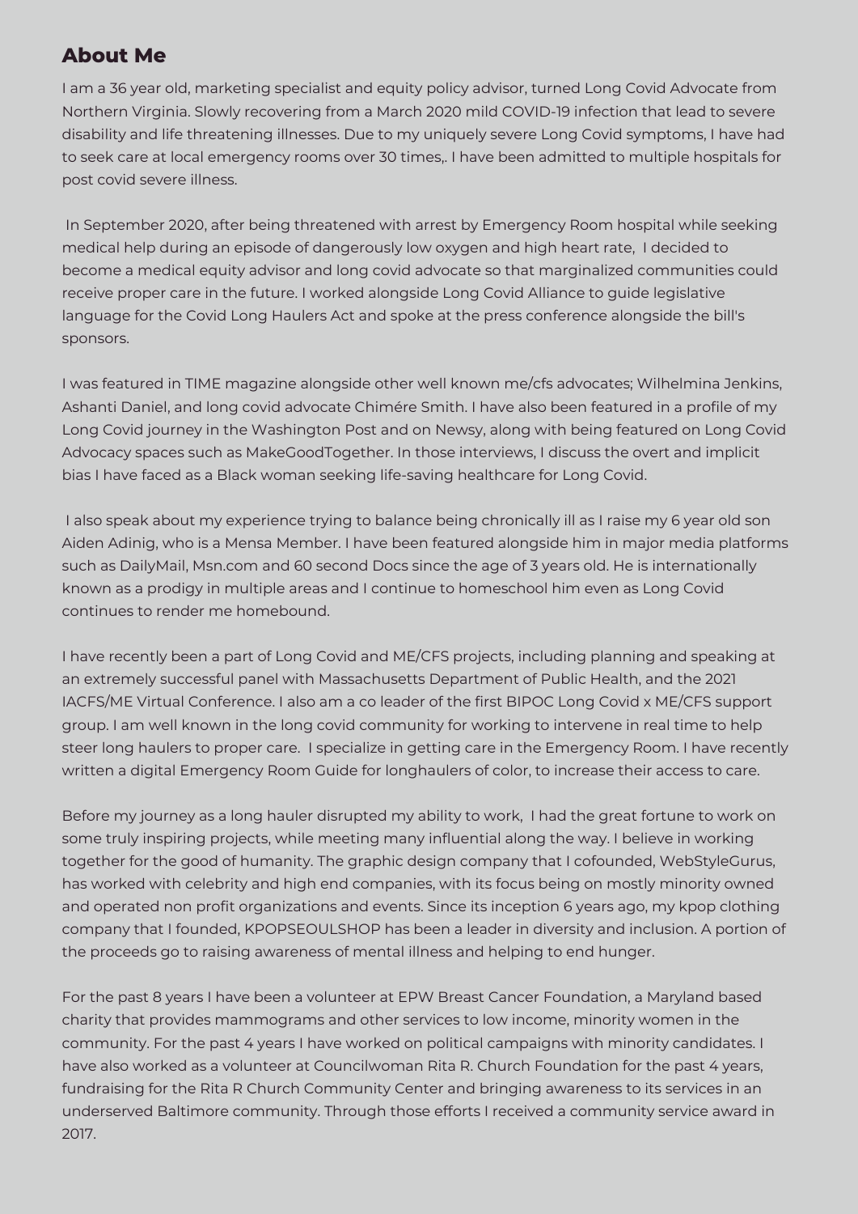## About Me

I am a 36 year old, marketing specialist and equity policy advisor, turned Long Covid Advocate from Northern Virginia. Slowly recovering from a March 2020 mild COVID-19 infection that lead to severe disability and life threatening illnesses. Due to my uniquely severe Long Covid symptoms, I have had to seek care at local emergency rooms over 30 times,. I have been admitted to multiple hospitals for post covid severe illness.

In September 2020, after being threatened with arrest by Emergency Room hospital while seeking medical help during an episode of dangerously low oxygen and high heart rate, I decided to become a medical equity advisor and long covid advocate so that marginalized communities could receive proper care in the future. I worked alongside Long Covid Alliance to guide legislative language for the Covid Long Haulers Act and spoke at the press conference alongside the bill's sponsors.

I was featured in TIME magazine alongside other well known me/cfs advocates; Wilhelmina Jenkins, Ashanti Daniel, and long covid advocate Chimére Smith. I have also been featured in a profile of my Long Covid journey in the Washington Post and on Newsy, along with being featured on Long Covid Advocacy spaces such as MakeGoodTogether. In those interviews, I discuss the overt and implicit bias I have faced as a Black woman seeking life-saving healthcare for Long Covid.

I also speak about my experience trying to balance being chronically ill as I raise my 6 year old son Aiden Adinig, who is a Mensa Member. I have been featured alongside him in major media platforms such as DailyMail, Msn.com and 60 second Docs since the age of 3 years old. He is internationally known as a prodigy in multiple areas and I continue to homeschool him even as Long Covid continues to render me homebound.

I have recently been a part of Long Covid and ME/CFS projects, including planning and speaking at an extremely successful panel with Massachusetts Department of Public Health, and the 2021 IACFS/ME Virtual Conference. I also am a co leader of the first BIPOC Long Covid x ME/CFS support group. I am well known in the long covid community for working to intervene in real time to help steer long haulers to proper care. I specialize in getting care in the Emergency Room. I have recently written a digital Emergency Room Guide for longhaulers of color, to increase their access to care.

Before my journey as a long hauler disrupted my ability to work, I had the great fortune to work on some truly inspiring projects, while meeting many influential along the way. I believe in working together for the good of humanity. The graphic design company that I cofounded, WebStyleGurus, has worked with celebrity and high end companies, with its focus being on mostly minority owned and operated non profit organizations and events. Since its inception 6 years ago, my kpop clothing company that I founded, KPOPSEOULSHOP has been a leader in diversity and inclusion. A portion of the proceeds go to raising awareness of mental illness and helping to end hunger.

For the past 8 years I have been a volunteer at EPW Breast Cancer Foundation, a Maryland based charity that provides mammograms and other services to low income, minority women in the community. For the past 4 years I have worked on political campaigns with minority candidates. I have also worked as a volunteer at Councilwoman Rita R. Church Foundation for the past 4 years, fundraising for the Rita R Church Community Center and bringing awareness to its services in an underserved Baltimore community. Through those efforts I received a community service award in 2017.